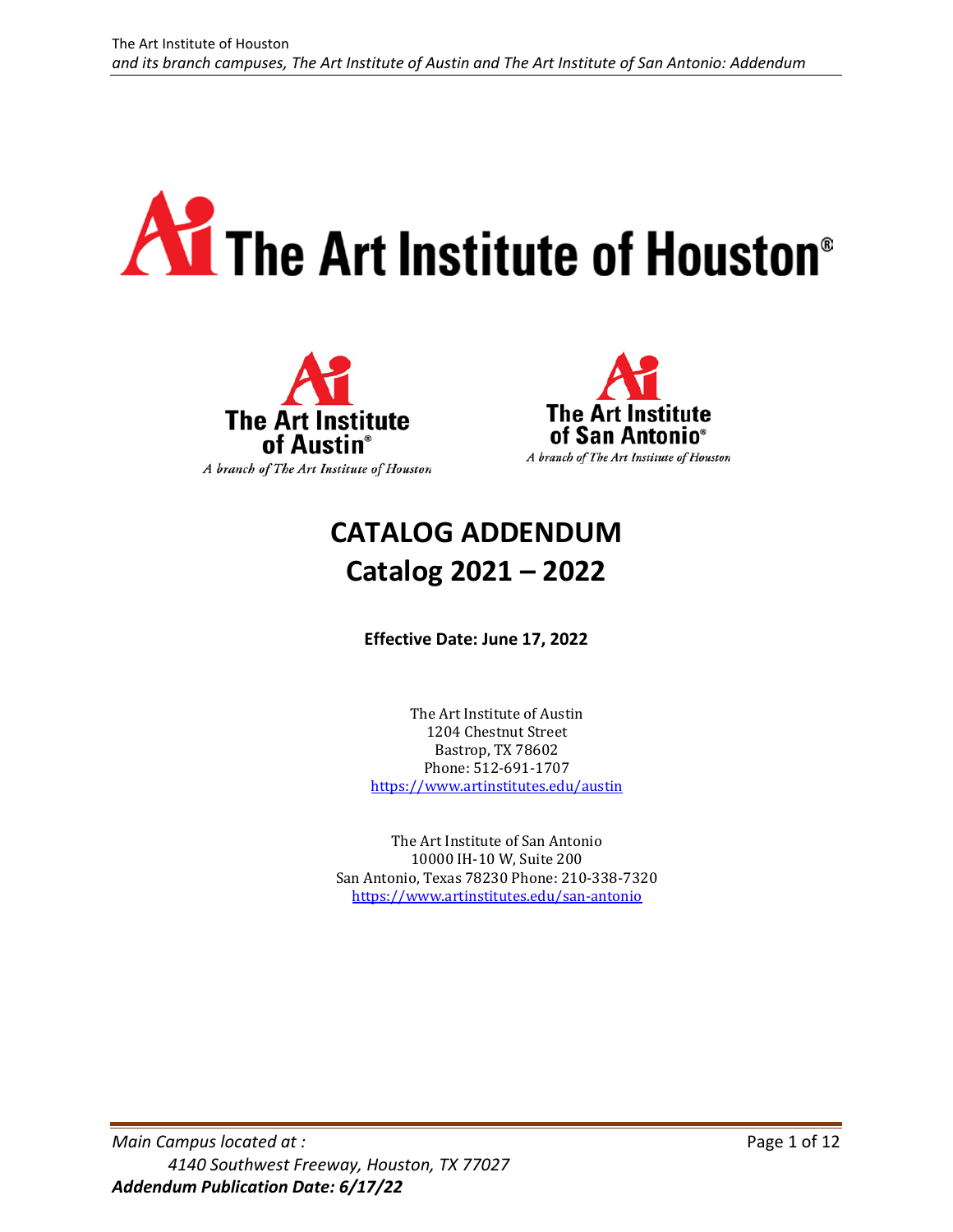# The Art Institute of Houston®

The Art Institute of Austin®
*A branch of The Art Institute of Houston*

The Art Institute of San Antonio®
*A branch of The Art Institute of Houston*

# CATALOG ADDENDUM
# Catalog 2021 – 2022

**Effective Date: June 17, 2022**

The Art Institute of Austin
1204 Chestnut Street
Bastrop, TX 78602
Phone: 512-691-1707
https://www.artinstitutes.edu/austin

The Art Institute of San Antonio
10000 IH-10 W, Suite 200
San Antonio, Texas 78230 Phone: 210-338-7320
https://www.artinstitutes.edu/san-antonio

*Main Campus located at :*
*4140 Southwest Freeway, Houston, TX 77027*
***Addendum Publication Date: 6/17/22***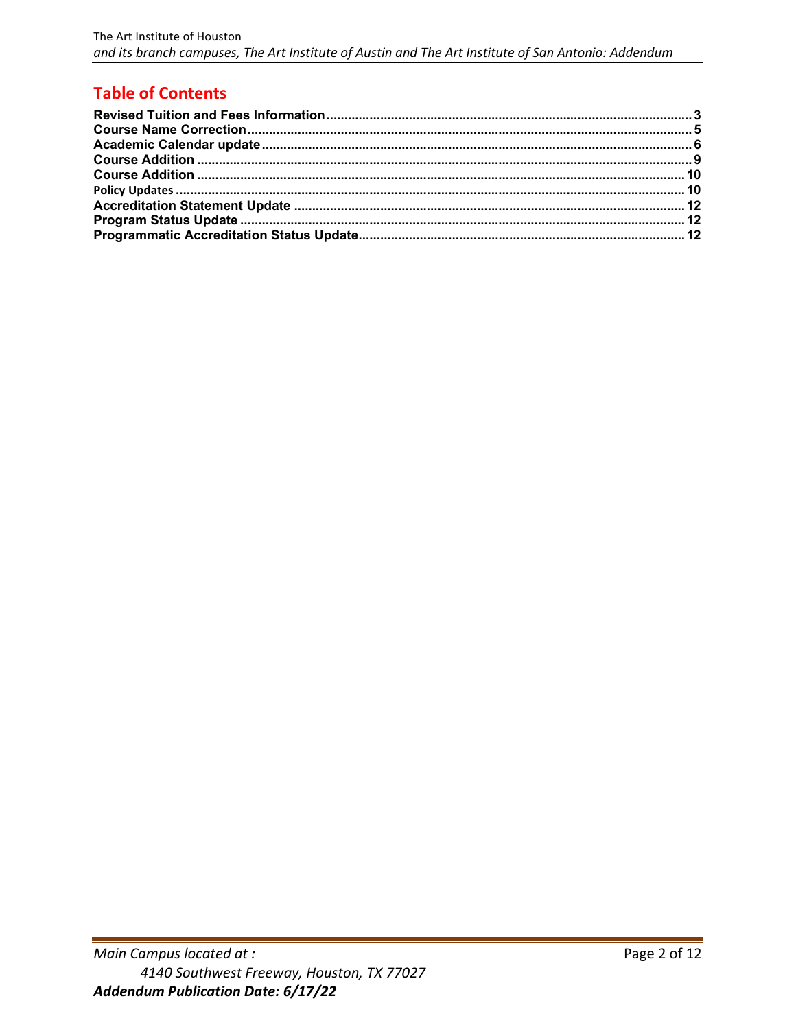# Table of Contents

Revised Tuition and Fees Information .................................................. 3
Course Name Correction .................................................. 5
Academic Calendar update .................................................. 6
Course Addition .................................................. 9
Course Addition .................................................. 10
Policy Updates .................................................. 10
Accreditation Statement Update .................................................. 12
Program Status Update .................................................. 12
Programmatic Accreditation Status Update .................................................. 12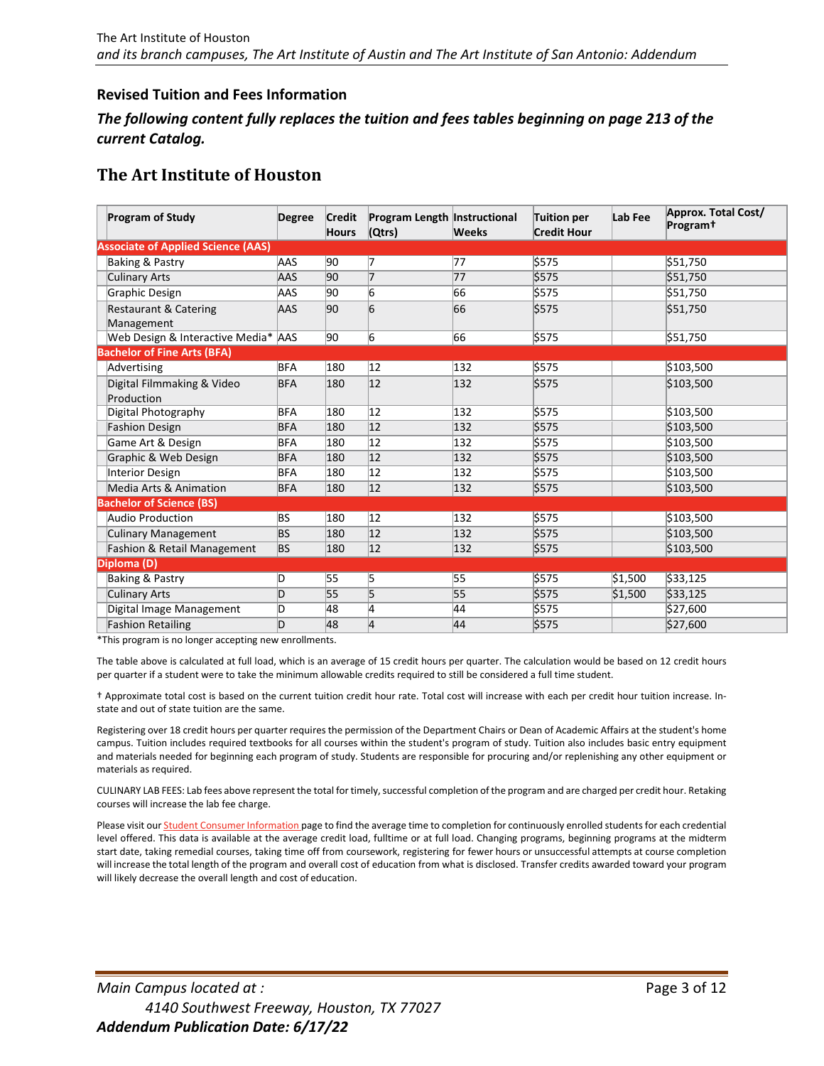## Revised Tuition and Fees Information

***The following content fully replaces the tuition and fees tables beginning on page 213 of the current Catalog.***

# The Art Institute of Houston

| Program of Study | Degree | Credit Hours | Program Length (Qtrs) | Instructional Weeks | Tuition per Credit Hour | Lab Fee | Approx. Total Cost/ Program† |
|---|---|---|---|---|---|---|---|
| **Associate of Applied Science (AAS)** | | | | | | | |
| Baking & Pastry | AAS | 90 | 7 | 77 | $575 | | $51,750 |
| Culinary Arts | AAS | 90 | 7 | 77 | $575 | | $51,750 |
| Graphic Design | AAS | 90 | 6 | 66 | $575 | | $51,750 |
| Restaurant & Catering Management | AAS | 90 | 6 | 66 | $575 | | $51,750 |
| Web Design & Interactive Media* | AAS | 90 | 6 | 66 | $575 | | $51,750 |
| **Bachelor of Fine Arts (BFA)** | | | | | | | |
| Advertising | BFA | 180 | 12 | 132 | $575 | | $103,500 |
| Digital Filmmaking & Video Production | BFA | 180 | 12 | 132 | $575 | | $103,500 |
| Digital Photography | BFA | 180 | 12 | 132 | $575 | | $103,500 |
| Fashion Design | BFA | 180 | 12 | 132 | $575 | | $103,500 |
| Game Art & Design | BFA | 180 | 12 | 132 | $575 | | $103,500 |
| Graphic & Web Design | BFA | 180 | 12 | 132 | $575 | | $103,500 |
| Interior Design | BFA | 180 | 12 | 132 | $575 | | $103,500 |
| Media Arts & Animation | BFA | 180 | 12 | 132 | $575 | | $103,500 |
| **Bachelor of Science (BS)** | | | | | | | |
| Audio Production | BS | 180 | 12 | 132 | $575 | | $103,500 |
| Culinary Management | BS | 180 | 12 | 132 | $575 | | $103,500 |
| Fashion & Retail Management | BS | 180 | 12 | 132 | $575 | | $103,500 |
| **Diploma (D)** | | | | | | | |
| Baking & Pastry | D | 55 | 5 | 55 | $575 | $1,500 | $33,125 |
| Culinary Arts | D | 55 | 5 | 55 | $575 | $1,500 | $33,125 |
| Digital Image Management | D | 48 | 4 | 44 | $575 | | $27,600 |
| Fashion Retailing | D | 48 | 4 | 44 | $575 | | $27,600 |

*This program is no longer accepting new enrollments.

The table above is calculated at full load, which is an average of 15 credit hours per quarter. The calculation would be based on 12 credit hours per quarter if a student were to take the minimum allowable credits required to still be considered a full time student.

† Approximate total cost is based on the current tuition credit hour rate. Total cost will increase with each per credit hour tuition increase. In-state and out of state tuition are the same.

Registering over 18 credit hours per quarter requires the permission of the Department Chairs or Dean of Academic Affairs at the student's home campus. Tuition includes required textbooks for all courses within the student's program of study. Tuition also includes basic entry equipment and materials needed for beginning each program of study. Students are responsible for procuring and/or replenishing any other equipment or materials as required.

CULINARY LAB FEES: Lab fees above represent the total for timely, successful completion of the program and are charged per credit hour. Retaking courses will increase the lab fee charge.

Please visit our Student Consumer Information page to find the average time to completion for continuously enrolled students for each credential level offered. This data is available at the average credit load, fulltime or at full load. Changing programs, beginning programs at the midterm start date, taking remedial courses, taking time off from coursework, registering for fewer hours or unsuccessful attempts at course completion will increase the total length of the program and overall cost of education from what is disclosed. Transfer credits awarded toward your program will likely decrease the overall length and cost of education.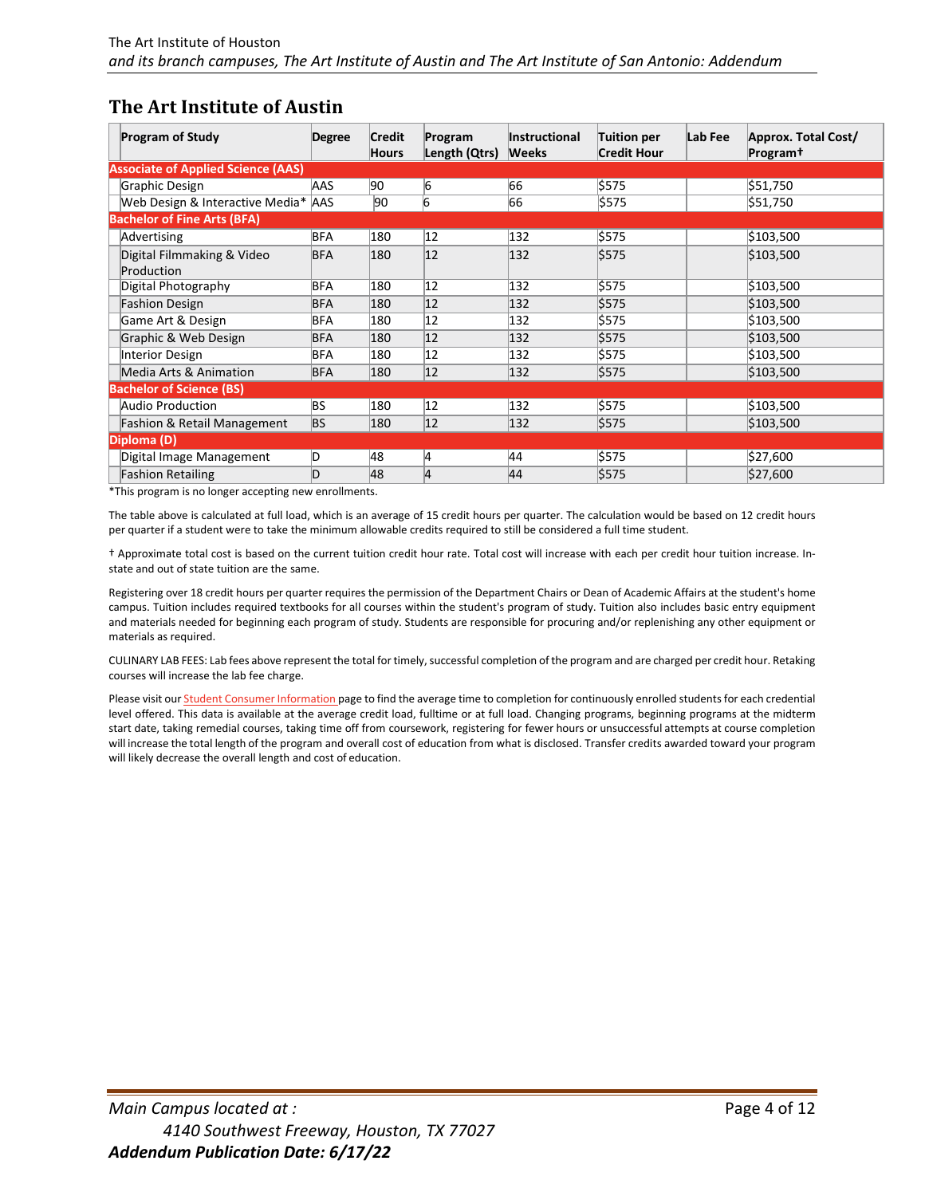## The Art Institute of Austin

| Program of Study | Degree | Credit Hours | Program Length (Qtrs) | Instructional Weeks | Tuition per Credit Hour | Lab Fee | Approx. Total Cost/ Program† |
|---|---|---|---|---|---|---|---|
| **Associate of Applied Science (AAS)** | | | | | | | |
| Graphic Design | AAS | 90 | 6 | 66 | $575 | | $51,750 |
| Web Design & Interactive Media* | AAS | 90 | 6 | 66 | $575 | | $51,750 |
| **Bachelor of Fine Arts (BFA)** | | | | | | | |
| Advertising | BFA | 180 | 12 | 132 | $575 | | $103,500 |
| Digital Filmmaking & Video Production | BFA | 180 | 12 | 132 | $575 | | $103,500 |
| Digital Photography | BFA | 180 | 12 | 132 | $575 | | $103,500 |
| Fashion Design | BFA | 180 | 12 | 132 | $575 | | $103,500 |
| Game Art & Design | BFA | 180 | 12 | 132 | $575 | | $103,500 |
| Graphic & Web Design | BFA | 180 | 12 | 132 | $575 | | $103,500 |
| Interior Design | BFA | 180 | 12 | 132 | $575 | | $103,500 |
| Media Arts & Animation | BFA | 180 | 12 | 132 | $575 | | $103,500 |
| **Bachelor of Science (BS)** | | | | | | | |
| Audio Production | BS | 180 | 12 | 132 | $575 | | $103,500 |
| Fashion & Retail Management | BS | 180 | 12 | 132 | $575 | | $103,500 |
| **Diploma (D)** | | | | | | | |
| Digital Image Management | D | 48 | 4 | 44 | $575 | | $27,600 |
| Fashion Retailing | D | 48 | 4 | 44 | $575 | | $27,600 |

*This program is no longer accepting new enrollments.

The table above is calculated at full load, which is an average of 15 credit hours per quarter. The calculation would be based on 12 credit hours per quarter if a student were to take the minimum allowable credits required to still be considered a full time student.

† Approximate total cost is based on the current tuition credit hour rate. Total cost will increase with each per credit hour tuition increase. In-state and out of state tuition are the same.

Registering over 18 credit hours per quarter requires the permission of the Department Chairs or Dean of Academic Affairs at the student's home campus. Tuition includes required textbooks for all courses within the student's program of study. Tuition also includes basic entry equipment and materials needed for beginning each program of study. Students are responsible for procuring and/or replenishing any other equipment or materials as required.

CULINARY LAB FEES: Lab fees above represent the total for timely, successful completion of the program and are charged per credit hour. Retaking courses will increase the lab fee charge.

Please visit our Student Consumer Information page to find the average time to completion for continuously enrolled students for each credential level offered. This data is available at the average credit load, fulltime or at full load. Changing programs, beginning programs at the midterm start date, taking remedial courses, taking time off from coursework, registering for fewer hours or unsuccessful attempts at course completion will increase the total length of the program and overall cost of education from what is disclosed. Transfer credits awarded toward your program will likely decrease the overall length and cost of education.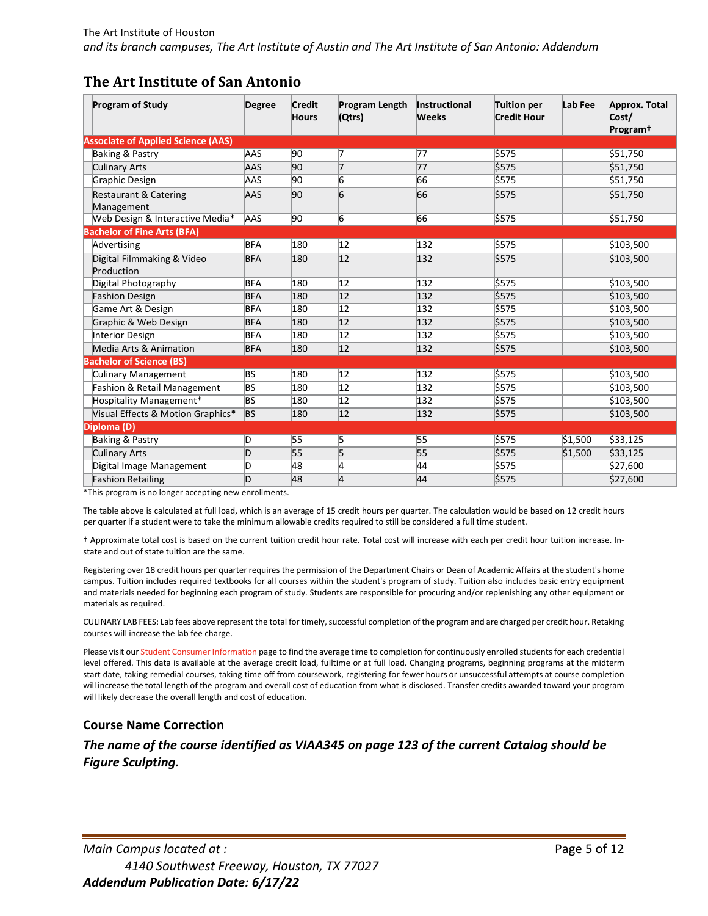## The Art Institute of San Antonio

| Program of Study | Degree | Credit Hours | Program Length (Qtrs) | Instructional Weeks | Tuition per Credit Hour | Lab Fee | Approx. Total Cost/ Program† |
|---|---|---|---|---|---|---|---|
| **Associate of Applied Science (AAS)** | | | | | | | |
| Baking & Pastry | AAS | 90 | 7 | 77 | $575 | | $51,750 |
| Culinary Arts | AAS | 90 | 7 | 77 | $575 | | $51,750 |
| Graphic Design | AAS | 90 | 6 | 66 | $575 | | $51,750 |
| Restaurant & Catering Management | AAS | 90 | 6 | 66 | $575 | | $51,750 |
| Web Design & Interactive Media* | AAS | 90 | 6 | 66 | $575 | | $51,750 |
| **Bachelor of Fine Arts (BFA)** | | | | | | | |
| Advertising | BFA | 180 | 12 | 132 | $575 | | $103,500 |
| Digital Filmmaking & Video Production | BFA | 180 | 12 | 132 | $575 | | $103,500 |
| Digital Photography | BFA | 180 | 12 | 132 | $575 | | $103,500 |
| Fashion Design | BFA | 180 | 12 | 132 | $575 | | $103,500 |
| Game Art & Design | BFA | 180 | 12 | 132 | $575 | | $103,500 |
| Graphic & Web Design | BFA | 180 | 12 | 132 | $575 | | $103,500 |
| Interior Design | BFA | 180 | 12 | 132 | $575 | | $103,500 |
| Media Arts & Animation | BFA | 180 | 12 | 132 | $575 | | $103,500 |
| **Bachelor of Science (BS)** | | | | | | | |
| Culinary Management | BS | 180 | 12 | 132 | $575 | | $103,500 |
| Fashion & Retail Management | BS | 180 | 12 | 132 | $575 | | $103,500 |
| Hospitality Management* | BS | 180 | 12 | 132 | $575 | | $103,500 |
| Visual Effects & Motion Graphics* | BS | 180 | 12 | 132 | $575 | | $103,500 |
| **Diploma (D)** | | | | | | | |
| Baking & Pastry | D | 55 | 5 | 55 | $575 | $1,500 | $33,125 |
| Culinary Arts | D | 55 | 5 | 55 | $575 | $1,500 | $33,125 |
| Digital Image Management | D | 48 | 4 | 44 | $575 | | $27,600 |
| Fashion Retailing | D | 48 | 4 | 44 | $575 | | $27,600 |

*This program is no longer accepting new enrollments.

The table above is calculated at full load, which is an average of 15 credit hours per quarter. The calculation would be based on 12 credit hours per quarter if a student were to take the minimum allowable credits required to still be considered a full time student.

† Approximate total cost is based on the current tuition credit hour rate. Total cost will increase with each per credit hour tuition increase. In-state and out of state tuition are the same.

Registering over 18 credit hours per quarter requires the permission of the Department Chairs or Dean of Academic Affairs at the student's home campus. Tuition includes required textbooks for all courses within the student's program of study. Tuition also includes basic entry equipment and materials needed for beginning each program of study. Students are responsible for procuring and/or replenishing any other equipment or materials as required.

CULINARY LAB FEES: Lab fees above represent the total for timely, successful completion of the program and are charged per credit hour. Retaking courses will increase the lab fee charge.

Please visit our Student Consumer Information page to find the average time to completion for continuously enrolled students for each credential level offered. This data is available at the average credit load, fulltime or at full load. Changing programs, beginning programs at the midterm start date, taking remedial courses, taking time off from coursework, registering for fewer hours or unsuccessful attempts at course completion will increase the total length of the program and overall cost of education from what is disclosed. Transfer credits awarded toward your program will likely decrease the overall length and cost of education.

### Course Name Correction

***The name of the course identified as VIAA345 on page 123 of the current Catalog should be Figure Sculpting.***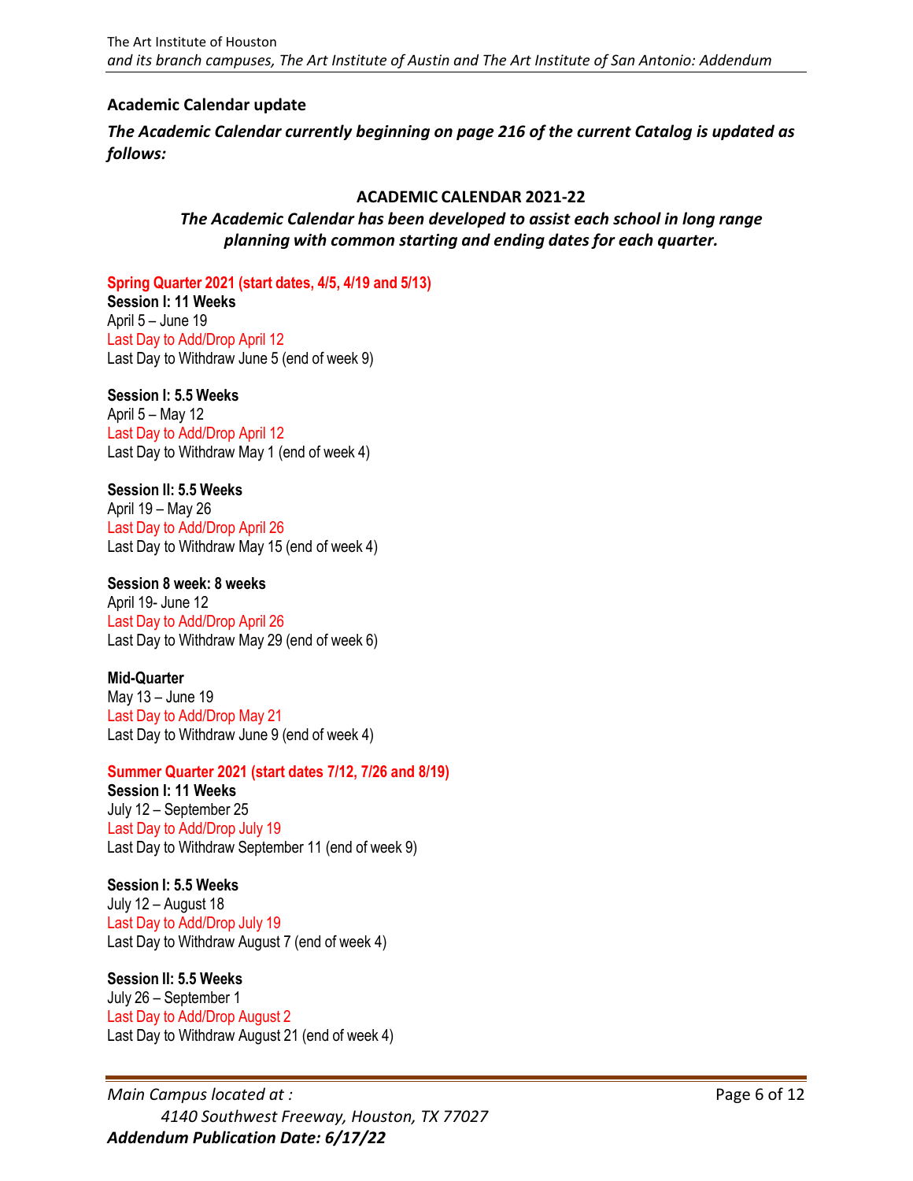## Academic Calendar update

***The Academic Calendar currently beginning on page 216 of the current Catalog is updated as follows:***

### ACADEMIC CALENDAR 2021-22

***The Academic Calendar has been developed to assist each school in long range planning with common starting and ending dates for each quarter.***

**Spring Quarter 2021 (start dates, 4/5, 4/19 and 5/13)**

**Session I: 11 Weeks**
April 5 – June 19
Last Day to Add/Drop April 12
Last Day to Withdraw June 5 (end of week 9)

**Session I: 5.5 Weeks**
April 5 – May 12
Last Day to Add/Drop April 12
Last Day to Withdraw May 1 (end of week 4)

**Session II: 5.5 Weeks**
April 19 – May 26
Last Day to Add/Drop April 26
Last Day to Withdraw May 15 (end of week 4)

**Session 8 week: 8 weeks**
April 19- June 12
Last Day to Add/Drop April 26
Last Day to Withdraw May 29 (end of week 6)

**Mid-Quarter**
May 13 – June 19
Last Day to Add/Drop May 21
Last Day to Withdraw June 9 (end of week 4)

**Summer Quarter 2021 (start dates 7/12, 7/26 and 8/19)**

**Session I: 11 Weeks**
July 12 – September 25
Last Day to Add/Drop July 19
Last Day to Withdraw September 11 (end of week 9)

**Session I: 5.5 Weeks**
July 12 – August 18
Last Day to Add/Drop July 19
Last Day to Withdraw August 7 (end of week 4)

**Session II: 5.5 Weeks**
July 26 – September 1
Last Day to Add/Drop August 2
Last Day to Withdraw August 21 (end of week 4)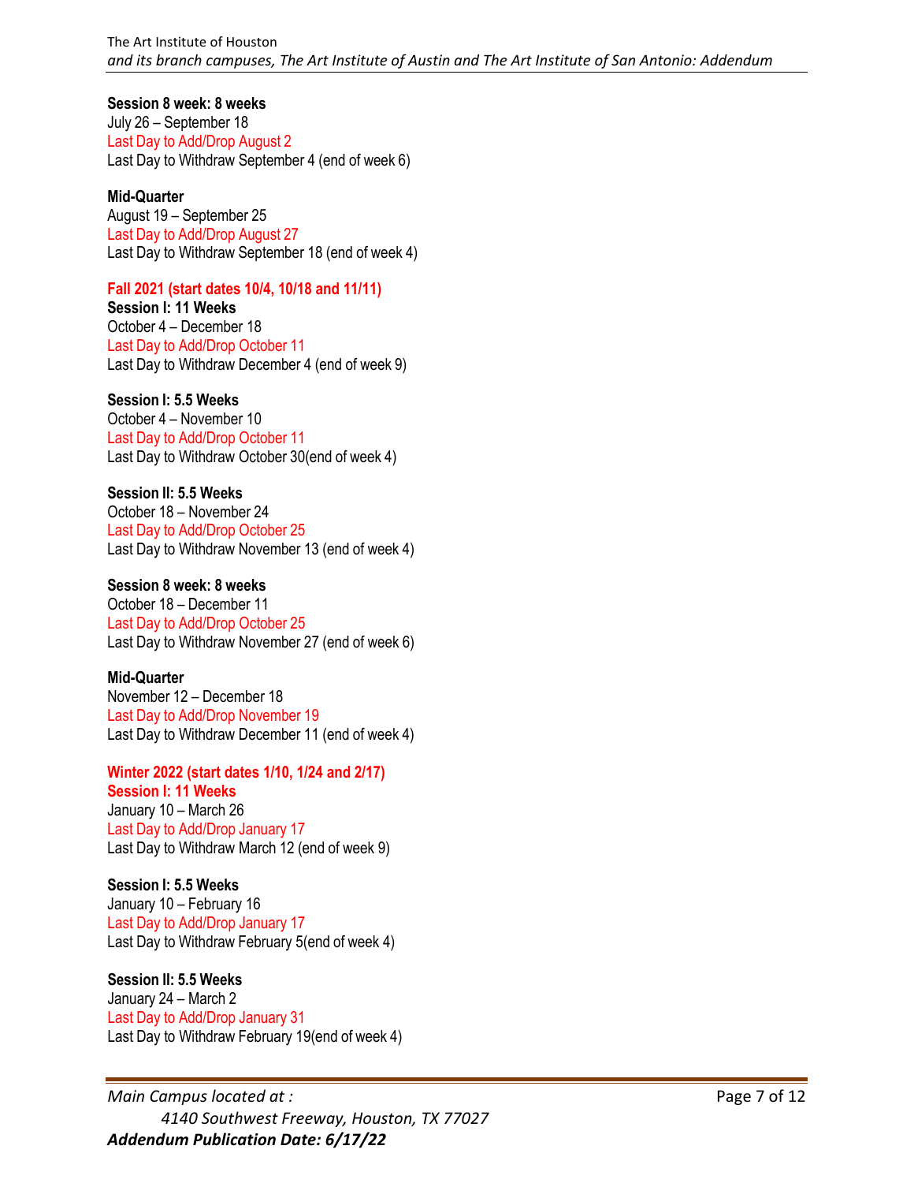**Session 8 week: 8 weeks**
July 26 – September 18
Last Day to Add/Drop August 2
Last Day to Withdraw September 4 (end of week 6)

**Mid-Quarter**
August 19 – September 25
Last Day to Add/Drop August 27
Last Day to Withdraw September 18 (end of week 4)

## Fall 2021 (start dates 10/4, 10/18 and 11/11)

**Session I: 11 Weeks**
October 4 – December 18
Last Day to Add/Drop October 11
Last Day to Withdraw December 4 (end of week 9)

**Session I: 5.5 Weeks**
October 4 – November 10
Last Day to Add/Drop October 11
Last Day to Withdraw October 30(end of week 4)

**Session II: 5.5 Weeks**
October 18 – November 24
Last Day to Add/Drop October 25
Last Day to Withdraw November 13 (end of week 4)

**Session 8 week: 8 weeks**
October 18 – December 11
Last Day to Add/Drop October 25
Last Day to Withdraw November 27 (end of week 6)

**Mid-Quarter**
November 12 – December 18
Last Day to Add/Drop November 19
Last Day to Withdraw December 11 (end of week 4)

## Winter 2022 (start dates 1/10, 1/24 and 2/17)

**Session I: 11 Weeks**
January 10 – March 26
Last Day to Add/Drop January 17
Last Day to Withdraw March 12 (end of week 9)

**Session I: 5.5 Weeks**
January 10 – February 16
Last Day to Add/Drop January 17
Last Day to Withdraw February 5(end of week 4)

**Session II: 5.5 Weeks**
January 24 – March 2
Last Day to Add/Drop January 31
Last Day to Withdraw February 19(end of week 4)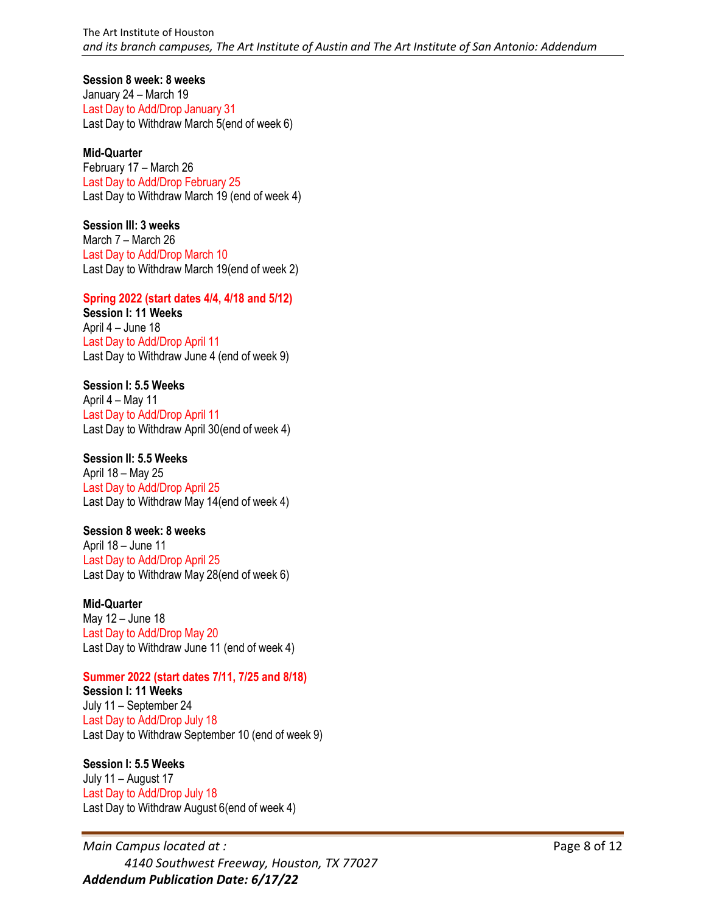**Session 8 week: 8 weeks**
January 24 – March 19
Last Day to Add/Drop January 31
Last Day to Withdraw March 5(end of week 6)

**Mid-Quarter**
February 17 – March 26
Last Day to Add/Drop February 25
Last Day to Withdraw March 19 (end of week 4)

**Session III: 3 weeks**
March 7 – March 26
Last Day to Add/Drop March 10
Last Day to Withdraw March 19(end of week 2)

**Spring 2022 (start dates 4/4, 4/18 and 5/12)**

**Session I: 11 Weeks**
April 4 – June 18
Last Day to Add/Drop April 11
Last Day to Withdraw June 4 (end of week 9)

**Session I: 5.5 Weeks**
April 4 – May 11
Last Day to Add/Drop April 11
Last Day to Withdraw April 30(end of week 4)

**Session II: 5.5 Weeks**
April 18 – May 25
Last Day to Add/Drop April 25
Last Day to Withdraw May 14(end of week 4)

**Session 8 week: 8 weeks**
April 18 – June 11
Last Day to Add/Drop April 25
Last Day to Withdraw May 28(end of week 6)

**Mid-Quarter**
May 12 – June 18
Last Day to Add/Drop May 20
Last Day to Withdraw June 11 (end of week 4)

**Summer 2022 (start dates 7/11, 7/25 and 8/18)**

**Session I: 11 Weeks**
July 11 – September 24
Last Day to Add/Drop July 18
Last Day to Withdraw September 10 (end of week 9)

**Session I: 5.5 Weeks**
July 11 – August 17
Last Day to Add/Drop July 18
Last Day to Withdraw August 6(end of week 4)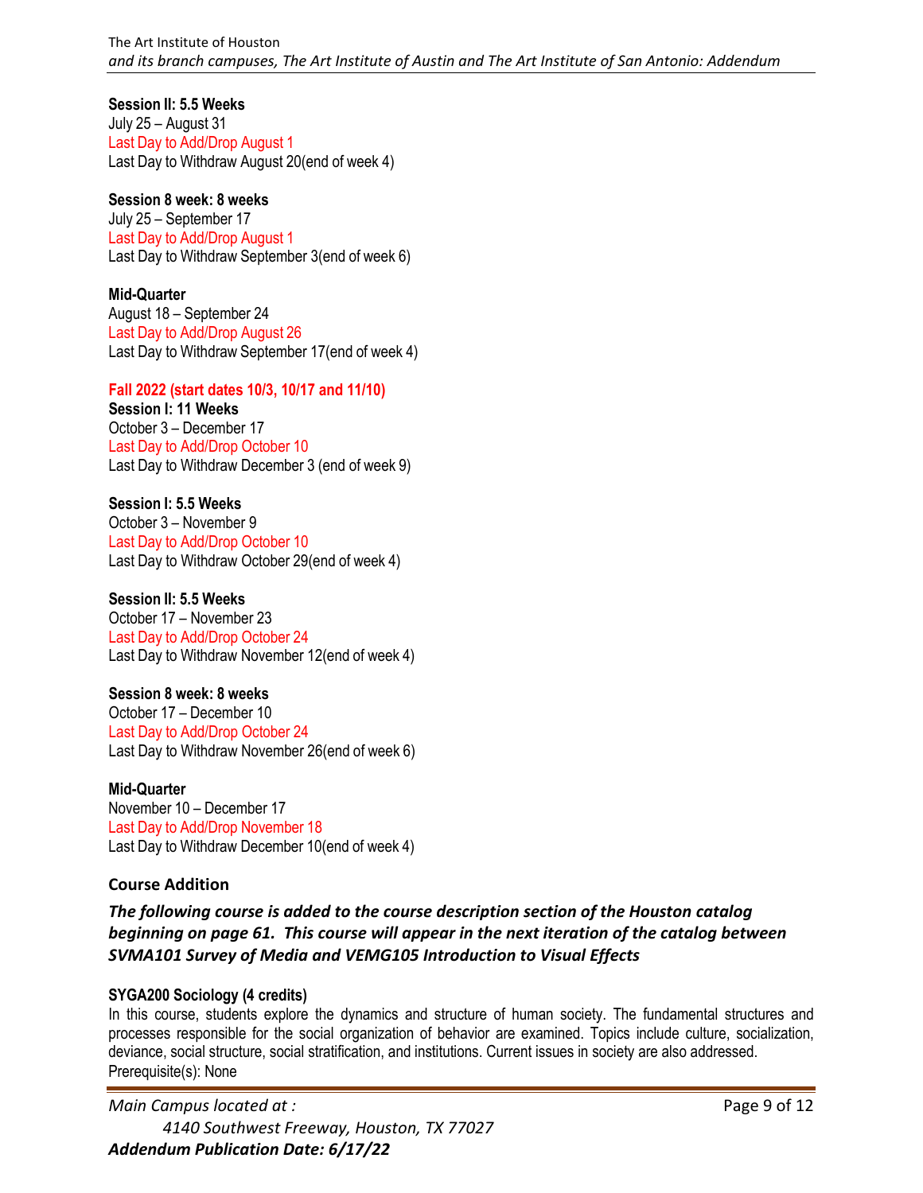**Session II: 5.5 Weeks**
July 25 – August 31
Last Day to Add/Drop August 1
Last Day to Withdraw August 20(end of week 4)

**Session 8 week: 8 weeks**
July 25 – September 17
Last Day to Add/Drop August 1
Last Day to Withdraw September 3(end of week 6)

**Mid-Quarter**
August 18 – September 24
Last Day to Add/Drop August 26
Last Day to Withdraw September 17(end of week 4)

**Fall 2022 (start dates 10/3, 10/17 and 11/10)**

**Session I: 11 Weeks**
October 3 – December 17
Last Day to Add/Drop October 10
Last Day to Withdraw December 3 (end of week 9)

**Session I: 5.5 Weeks**
October 3 – November 9
Last Day to Add/Drop October 10
Last Day to Withdraw October 29(end of week 4)

**Session II: 5.5 Weeks**
October 17 – November 23
Last Day to Add/Drop October 24
Last Day to Withdraw November 12(end of week 4)

**Session 8 week: 8 weeks**
October 17 – December 10
Last Day to Add/Drop October 24
Last Day to Withdraw November 26(end of week 6)

**Mid-Quarter**
November 10 – December 17
Last Day to Add/Drop November 18
Last Day to Withdraw December 10(end of week 4)

## Course Addition

***The following course is added to the course description section of the Houston catalog beginning on page 61. This course will appear in the next iteration of the catalog between SVMA101 Survey of Media and VEMG105 Introduction to Visual Effects***

**SYGA200 Sociology (4 credits)**
In this course, students explore the dynamics and structure of human society. The fundamental structures and processes responsible for the social organization of behavior are examined. Topics include culture, socialization, deviance, social structure, social stratification, and institutions. Current issues in society are also addressed.
Prerequisite(s): None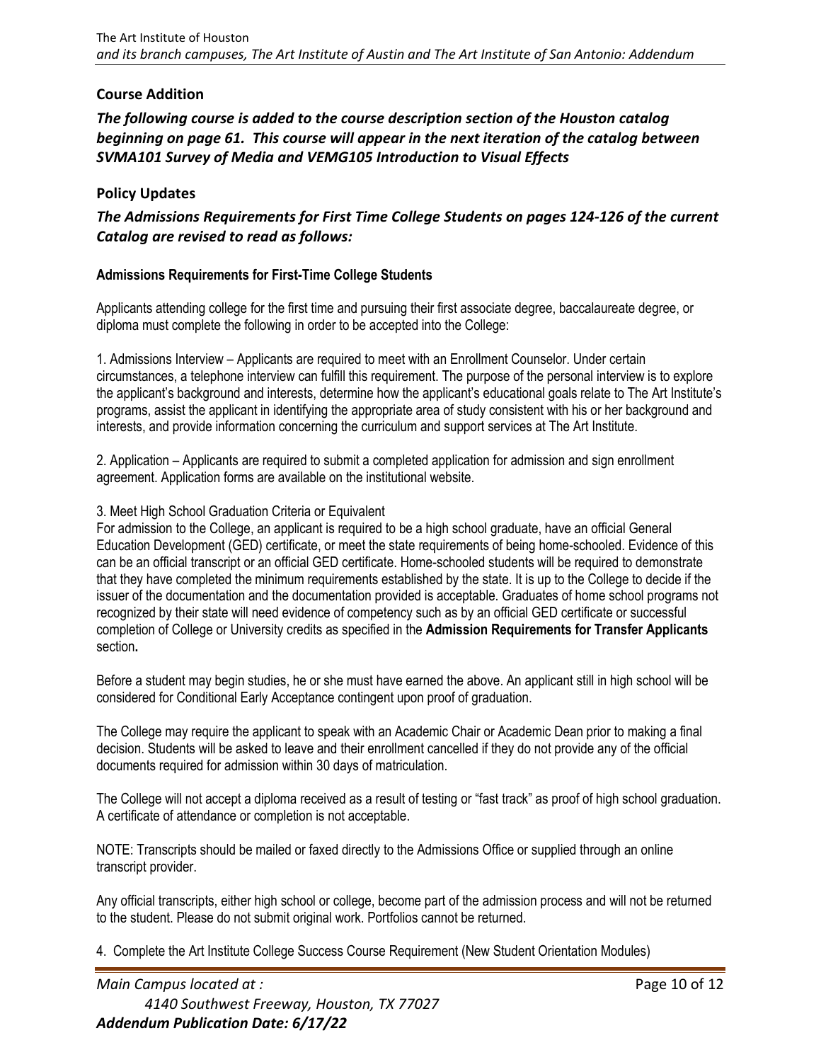## Course Addition

***The following course is added to the course description section of the Houston catalog beginning on page 61. This course will appear in the next iteration of the catalog between SVMA101 Survey of Media and VEMG105 Introduction to Visual Effects***

## Policy Updates

***The Admissions Requirements for First Time College Students on pages 124-126 of the current Catalog are revised to read as follows:***

### Admissions Requirements for First-Time College Students

Applicants attending college for the first time and pursuing their first associate degree, baccalaureate degree, or diploma must complete the following in order to be accepted into the College:

1. Admissions Interview – Applicants are required to meet with an Enrollment Counselor. Under certain circumstances, a telephone interview can fulfill this requirement. The purpose of the personal interview is to explore the applicant's background and interests, determine how the applicant's educational goals relate to The Art Institute's programs, assist the applicant in identifying the appropriate area of study consistent with his or her background and interests, and provide information concerning the curriculum and support services at The Art Institute.

2. Application – Applicants are required to submit a completed application for admission and sign enrollment agreement. Application forms are available on the institutional website.

3. Meet High School Graduation Criteria or Equivalent

For admission to the College, an applicant is required to be a high school graduate, have an official General Education Development (GED) certificate, or meet the state requirements of being home-schooled. Evidence of this can be an official transcript or an official GED certificate. Home-schooled students will be required to demonstrate that they have completed the minimum requirements established by the state. It is up to the College to decide if the issuer of the documentation and the documentation provided is acceptable. Graduates of home school programs not recognized by their state will need evidence of competency such as by an official GED certificate or successful completion of College or University credits as specified in the **Admission Requirements for Transfer Applicants** section**.**

Before a student may begin studies, he or she must have earned the above. An applicant still in high school will be considered for Conditional Early Acceptance contingent upon proof of graduation.

The College may require the applicant to speak with an Academic Chair or Academic Dean prior to making a final decision. Students will be asked to leave and their enrollment cancelled if they do not provide any of the official documents required for admission within 30 days of matriculation.

The College will not accept a diploma received as a result of testing or "fast track" as proof of high school graduation. A certificate of attendance or completion is not acceptable.

NOTE: Transcripts should be mailed or faxed directly to the Admissions Office or supplied through an online transcript provider.

Any official transcripts, either high school or college, become part of the admission process and will not be returned to the student. Please do not submit original work. Portfolios cannot be returned.

4. Complete the Art Institute College Success Course Requirement (New Student Orientation Modules)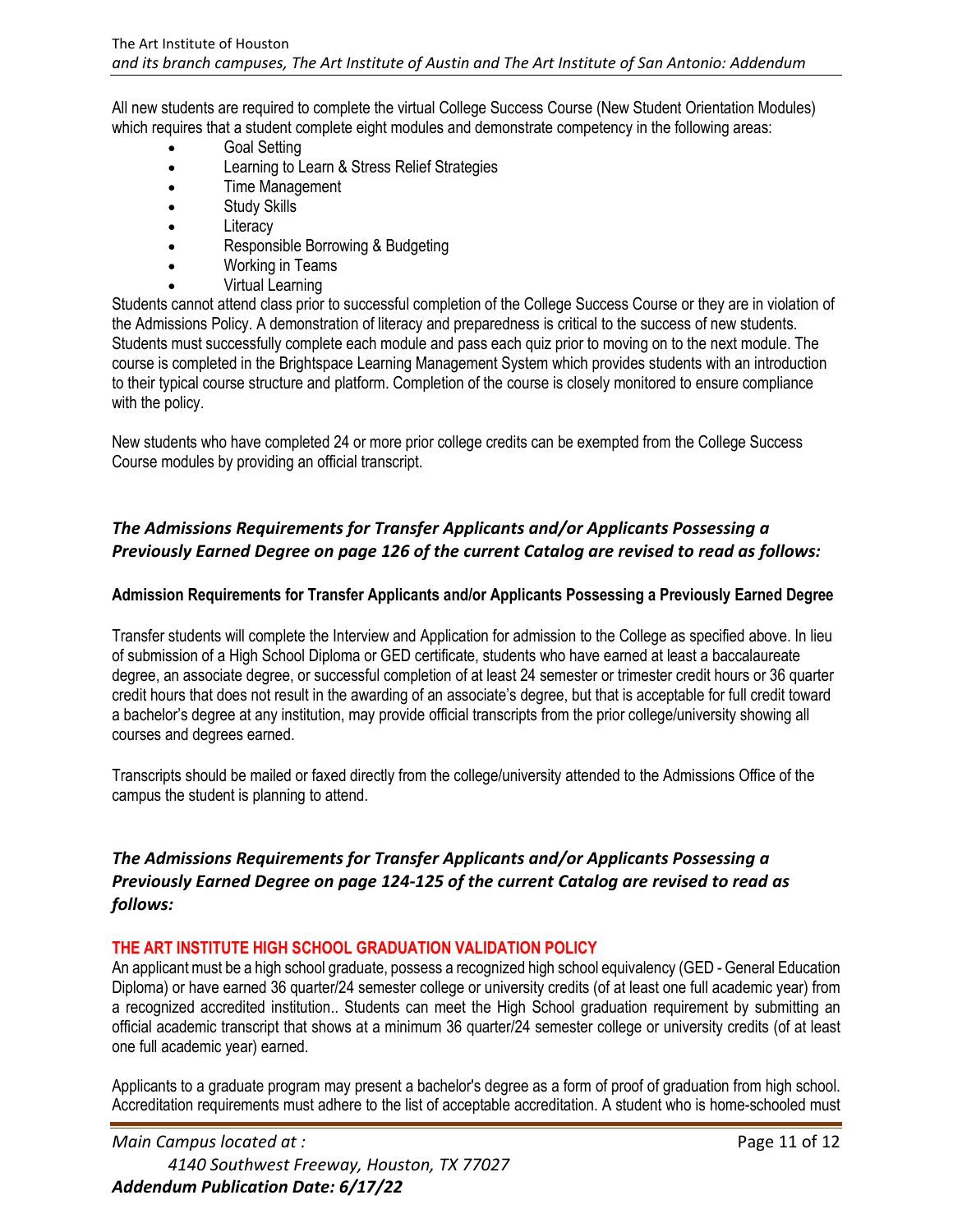All new students are required to complete the virtual College Success Course (New Student Orientation Modules) which requires that a student complete eight modules and demonstrate competency in the following areas:

- Goal Setting
- Learning to Learn & Stress Relief Strategies
- Time Management
- Study Skills
- Literacy
- Responsible Borrowing & Budgeting
- Working in Teams
- Virtual Learning

Students cannot attend class prior to successful completion of the College Success Course or they are in violation of the Admissions Policy. A demonstration of literacy and preparedness is critical to the success of new students. Students must successfully complete each module and pass each quiz prior to moving on to the next module. The course is completed in the Brightspace Learning Management System which provides students with an introduction to their typical course structure and platform. Completion of the course is closely monitored to ensure compliance with the policy.

New students who have completed 24 or more prior college credits can be exempted from the College Success Course modules by providing an official transcript.

## *The Admissions Requirements for Transfer Applicants and/or Applicants Possessing a Previously Earned Degree on page 126 of the current Catalog are revised to read as follows:*

**Admission Requirements for Transfer Applicants and/or Applicants Possessing a Previously Earned Degree**

Transfer students will complete the Interview and Application for admission to the College as specified above. In lieu of submission of a High School Diploma or GED certificate, students who have earned at least a baccalaureate degree, an associate degree, or successful completion of at least 24 semester or trimester credit hours or 36 quarter credit hours that does not result in the awarding of an associate's degree, but that is acceptable for full credit toward a bachelor's degree at any institution, may provide official transcripts from the prior college/university showing all courses and degrees earned.

Transcripts should be mailed or faxed directly from the college/university attended to the Admissions Office of the campus the student is planning to attend.

## *The Admissions Requirements for Transfer Applicants and/or Applicants Possessing a Previously Earned Degree on page 124-125 of the current Catalog are revised to read as follows:*

**THE ART INSTITUTE HIGH SCHOOL GRADUATION VALIDATION POLICY**

An applicant must be a high school graduate, possess a recognized high school equivalency (GED - General Education Diploma) or have earned 36 quarter/24 semester college or university credits (of at least one full academic year) from a recognized accredited institution.. Students can meet the High School graduation requirement by submitting an official academic transcript that shows at a minimum 36 quarter/24 semester college or university credits (of at least one full academic year) earned.

Applicants to a graduate program may present a bachelor's degree as a form of proof of graduation from high school. Accreditation requirements must adhere to the list of acceptable accreditation. A student who is home-schooled must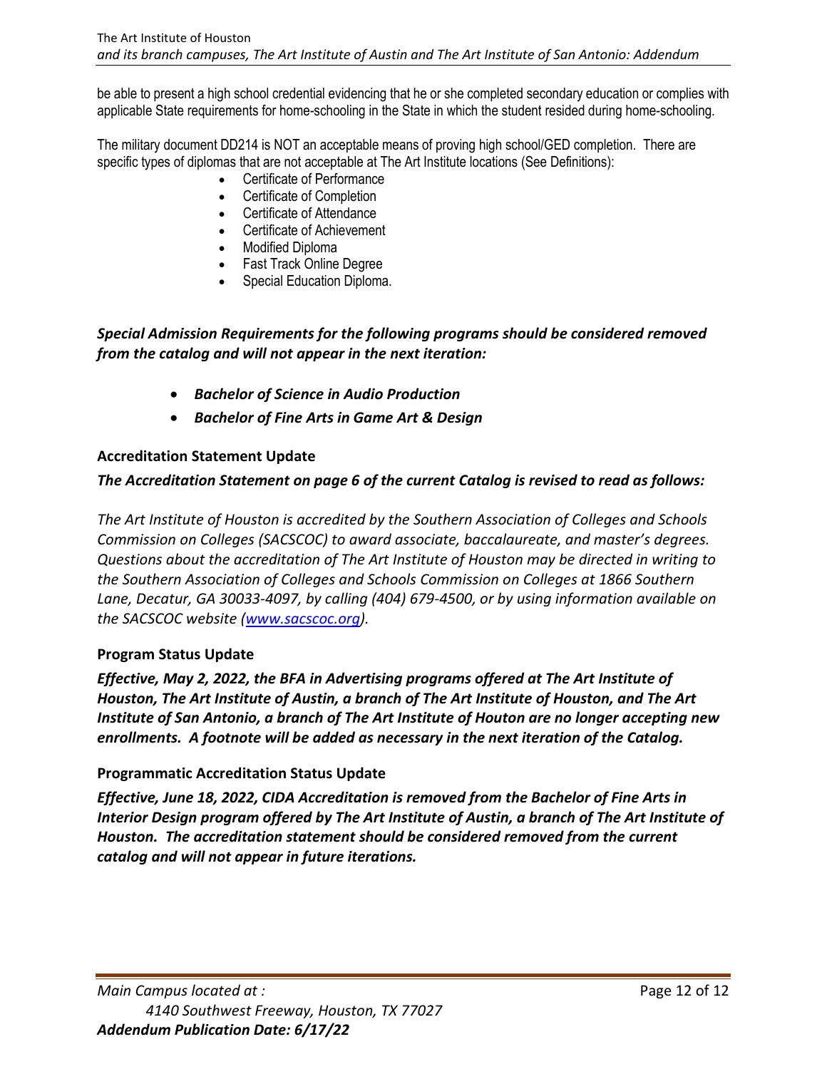be able to present a high school credential evidencing that he or she completed secondary education or complies with applicable State requirements for home-schooling in the State in which the student resided during home-schooling.

The military document DD214 is NOT an acceptable means of proving high school/GED completion. There are specific types of diplomas that are not acceptable at The Art Institute locations (See Definitions):

- Certificate of Performance
- Certificate of Completion
- Certificate of Attendance
- Certificate of Achievement
- Modified Diploma
- Fast Track Online Degree
- Special Education Diploma.

***Special Admission Requirements for the following programs should be considered removed from the catalog and will not appear in the next iteration:***

- ***Bachelor of Science in Audio Production***
- ***Bachelor of Fine Arts in Game Art & Design***

**Accreditation Statement Update**

***The Accreditation Statement on page 6 of the current Catalog is revised to read as follows:***

*The Art Institute of Houston is accredited by the Southern Association of Colleges and Schools Commission on Colleges (SACSCOC) to award associate, baccalaureate, and master's degrees. Questions about the accreditation of The Art Institute of Houston may be directed in writing to the Southern Association of Colleges and Schools Commission on Colleges at 1866 Southern Lane, Decatur, GA 30033-4097, by calling (404) 679-4500, or by using information available on the SACSCOC website ([www.sacscoc.org](http://www.sacscoc.org)).*

**Program Status Update**

***Effective, May 2, 2022, the BFA in Advertising programs offered at The Art Institute of Houston, The Art Institute of Austin, a branch of The Art Institute of Houston, and The Art Institute of San Antonio, a branch of The Art Institute of Houton are no longer accepting new enrollments. A footnote will be added as necessary in the next iteration of the Catalog.***

**Programmatic Accreditation Status Update**

***Effective, June 18, 2022, CIDA Accreditation is removed from the Bachelor of Fine Arts in Interior Design program offered by The Art Institute of Austin, a branch of The Art Institute of Houston. The accreditation statement should be considered removed from the current catalog and will not appear in future iterations.***